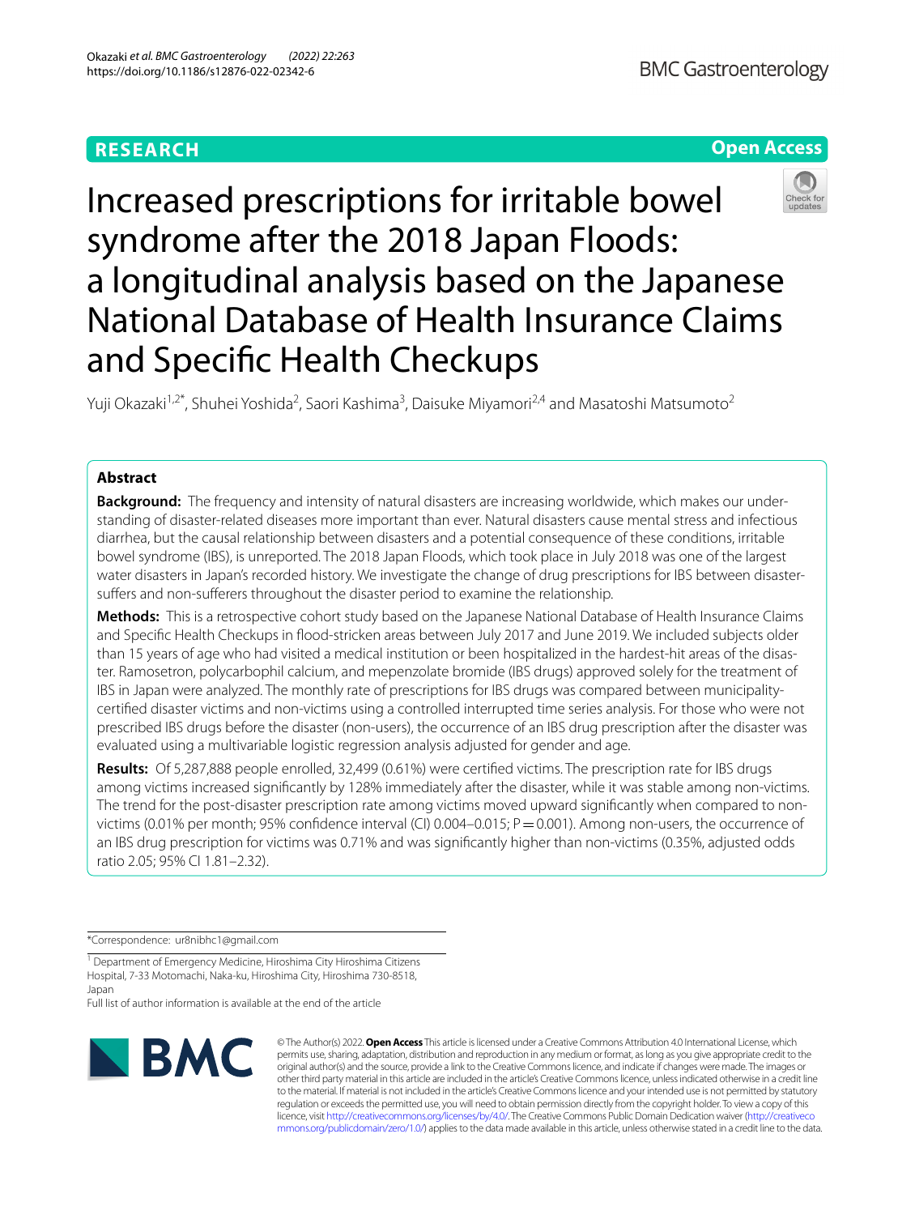RESEARCH

Open Access

# Increased prescriptions for irritable bowel syndrome after the 2018 Japan Floods: a longitudinal analysis based on the Japanese National Database of Health Insurance Claims and Specific Health Checkups

Yuji Okazaki[1,2*], Shuhei Yoshida[2], Saori Kashima[3], Daisuke Miyamori[2,4] and Masatoshi Matsumoto[2]

## Abstract

**Background:** The frequency and intensity of natural disasters are increasing worldwide, which makes our understanding of disaster-related diseases more important than ever. Natural disasters cause mental stress and infectious diarrhea, but the causal relationship between disasters and a potential consequence of these conditions, irritable bowel syndrome (IBS), is unreported. The 2018 Japan Floods, which took place in July 2018 was one of the largest water disasters in Japan's recorded history. We investigate the change of drug prescriptions for IBS between disaster-suffers and non-sufferers throughout the disaster period to examine the relationship.

**Methods:** This is a retrospective cohort study based on the Japanese National Database of Health Insurance Claims and Specific Health Checkups in flood-stricken areas between July 2017 and June 2019. We included subjects older than 15 years of age who had visited a medical institution or been hospitalized in the hardest-hit areas of the disaster. Ramosetron, polycarbophil calcium, and mepenzolate bromide (IBS drugs) approved solely for the treatment of IBS in Japan were analyzed. The monthly rate of prescriptions for IBS drugs was compared between municipality-certified disaster victims and non-victims using a controlled interrupted time series analysis. For those who were not prescribed IBS drugs before the disaster (non-users), the occurrence of an IBS drug prescription after the disaster was evaluated using a multivariable logistic regression analysis adjusted for gender and age.

**Results:** Of 5,287,888 people enrolled, 32,499 (0.61%) were certified victims. The prescription rate for IBS drugs among victims increased significantly by 128% immediately after the disaster, while it was stable among non-victims. The trend for the post-disaster prescription rate among victims moved upward significantly when compared to non-victims (0.01% per month; 95% confidence interval (CI) 0.004–0.015; P = 0.001). Among non-users, the occurrence of an IBS drug prescription for victims was 0.71% and was significantly higher than non-victims (0.35%, adjusted odds ratio 2.05; 95% CI 1.81–2.32).

*Correspondence: ur8nibhc1@gmail.com

[1] Department of Emergency Medicine, Hiroshima City Hiroshima Citizens Hospital, 7-33 Motomachi, Naka-ku, Hiroshima City, Hiroshima 730-8518, Japan

Full list of author information is available at the end of the article

© The Author(s) 2022. **Open Access** This article is licensed under a Creative Commons Attribution 4.0 International License, which permits use, sharing, adaptation, distribution and reproduction in any medium or format, as long as you give appropriate credit to the original author(s) and the source, provide a link to the Creative Commons licence, and indicate if changes were made. The images or other third party material in this article are included in the article's Creative Commons licence, unless indicated otherwise in a credit line to the material. If material is not included in the article's Creative Commons licence and your intended use is not permitted by statutory regulation or exceeds the permitted use, you will need to obtain permission directly from the copyright holder. To view a copy of this licence, visit http://creativecommons.org/licenses/by/4.0/. The Creative Commons Public Domain Dedication waiver (http://creativecommons.org/publicdomain/zero/1.0/) applies to the data made available in this article, unless otherwise stated in a credit line to the data.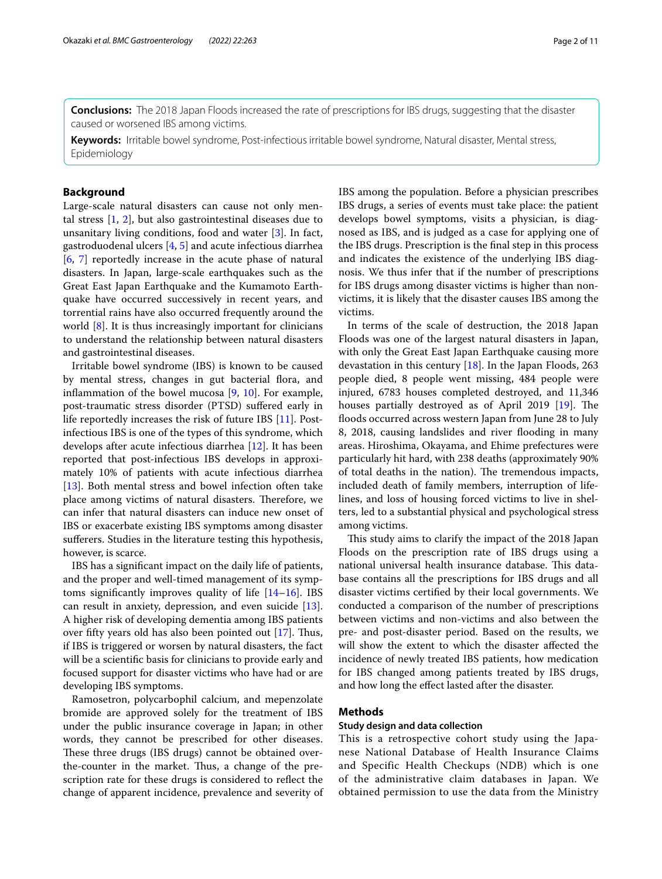**Conclusions:** The 2018 Japan Floods increased the rate of prescriptions for IBS drugs, suggesting that the disaster caused or worsened IBS among victims.

**Keywords:** Irritable bowel syndrome, Post-infectious irritable bowel syndrome, Natural disaster, Mental stress, Epidemiology

## Background

Large-scale natural disasters can cause not only mental stress [1, 2], but also gastrointestinal diseases due to unsanitary living conditions, food and water [3]. In fact, gastroduodenal ulcers [4, 5] and acute infectious diarrhea [6, 7] reportedly increase in the acute phase of natural disasters. In Japan, large-scale earthquakes such as the Great East Japan Earthquake and the Kumamoto Earthquake have occurred successively in recent years, and torrential rains have also occurred frequently around the world [8]. It is thus increasingly important for clinicians to understand the relationship between natural disasters and gastrointestinal diseases.

Irritable bowel syndrome (IBS) is known to be caused by mental stress, changes in gut bacterial flora, and inflammation of the bowel mucosa [9, 10]. For example, post-traumatic stress disorder (PTSD) suffered early in life reportedly increases the risk of future IBS [11]. Post-infectious IBS is one of the types of this syndrome, which develops after acute infectious diarrhea [12]. It has been reported that post-infectious IBS develops in approximately 10% of patients with acute infectious diarrhea [13]. Both mental stress and bowel infection often take place among victims of natural disasters. Therefore, we can infer that natural disasters can induce new onset of IBS or exacerbate existing IBS symptoms among disaster sufferers. Studies in the literature testing this hypothesis, however, is scarce.

IBS has a significant impact on the daily life of patients, and the proper and well-timed management of its symptoms significantly improves quality of life [14–16]. IBS can result in anxiety, depression, and even suicide [13]. A higher risk of developing dementia among IBS patients over fifty years old has also been pointed out [17]. Thus, if IBS is triggered or worsen by natural disasters, the fact will be a scientific basis for clinicians to provide early and focused support for disaster victims who have had or are developing IBS symptoms.

Ramosetron, polycarbophil calcium, and mepenzolate bromide are approved solely for the treatment of IBS under the public insurance coverage in Japan; in other words, they cannot be prescribed for other diseases. These three drugs (IBS drugs) cannot be obtained over-the-counter in the market. Thus, a change of the prescription rate for these drugs is considered to reflect the change of apparent incidence, prevalence and severity of IBS among the population. Before a physician prescribes IBS drugs, a series of events must take place: the patient develops bowel symptoms, visits a physician, is diagnosed as IBS, and is judged as a case for applying one of the IBS drugs. Prescription is the final step in this process and indicates the existence of the underlying IBS diagnosis. We thus infer that if the number of prescriptions for IBS drugs among disaster victims is higher than non-victims, it is likely that the disaster causes IBS among the victims.

In terms of the scale of destruction, the 2018 Japan Floods was one of the largest natural disasters in Japan, with only the Great East Japan Earthquake causing more devastation in this century [18]. In the Japan Floods, 263 people died, 8 people went missing, 484 people were injured, 6783 houses completed destroyed, and 11,346 houses partially destroyed as of April 2019 [19]. The floods occurred across western Japan from June 28 to July 8, 2018, causing landslides and river flooding in many areas. Hiroshima, Okayama, and Ehime prefectures were particularly hit hard, with 238 deaths (approximately 90% of total deaths in the nation). The tremendous impacts, included death of family members, interruption of lifelines, and loss of housing forced victims to live in shelters, led to a substantial physical and psychological stress among victims.

This study aims to clarify the impact of the 2018 Japan Floods on the prescription rate of IBS drugs using a national universal health insurance database. This database contains all the prescriptions for IBS drugs and all disaster victims certified by their local governments. We conducted a comparison of the number of prescriptions between victims and non-victims and also between the pre- and post-disaster period. Based on the results, we will show the extent to which the disaster affected the incidence of newly treated IBS patients, how medication for IBS changed among patients treated by IBS drugs, and how long the effect lasted after the disaster.

## Methods

### Study design and data collection

This is a retrospective cohort study using the Japanese National Database of Health Insurance Claims and Specific Health Checkups (NDB) which is one of the administrative claim databases in Japan. We obtained permission to use the data from the Ministry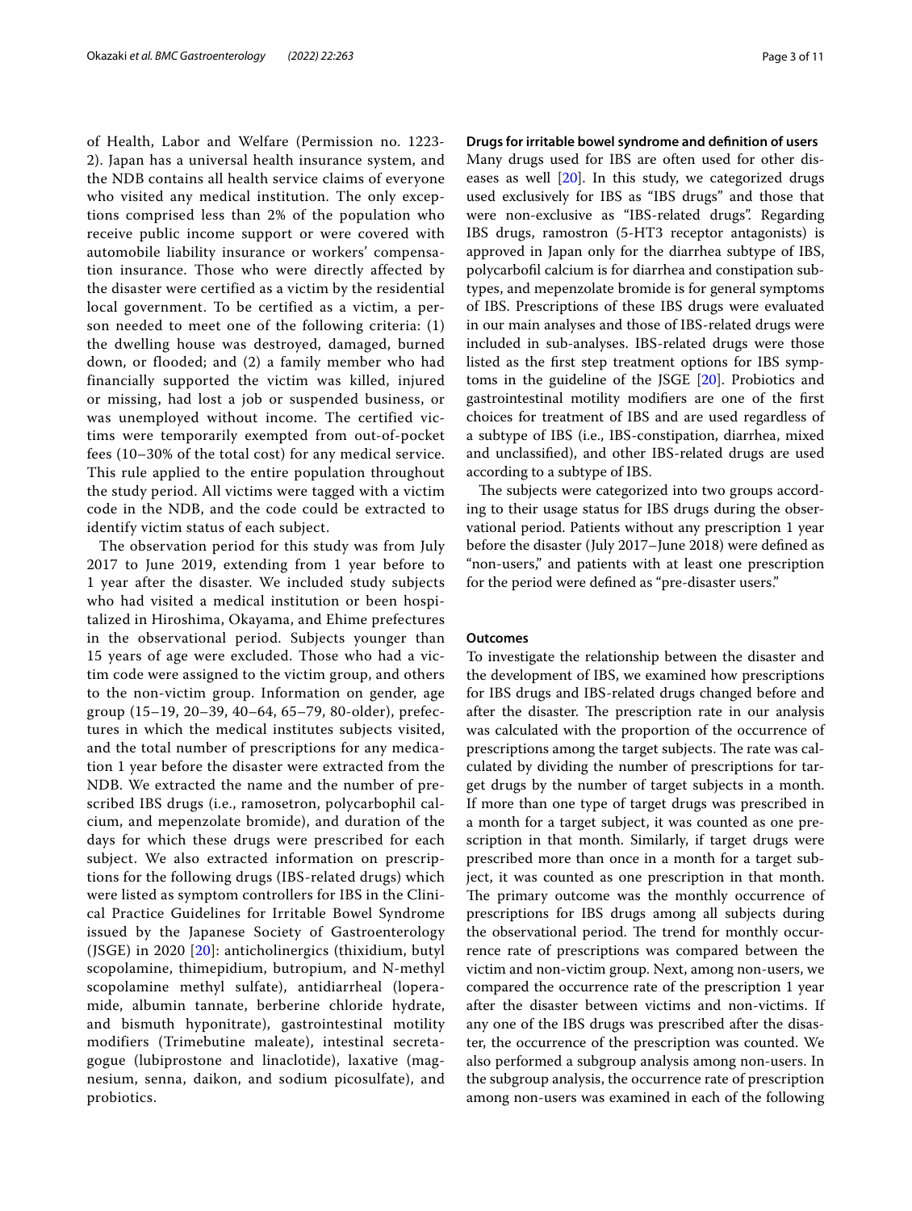of Health, Labor and Welfare (Permission no. 1223-2). Japan has a universal health insurance system, and the NDB contains all health service claims of everyone who visited any medical institution. The only exceptions comprised less than 2% of the population who receive public income support or were covered with automobile liability insurance or workers' compensation insurance. Those who were directly affected by the disaster were certified as a victim by the residential local government. To be certified as a victim, a person needed to meet one of the following criteria: (1) the dwelling house was destroyed, damaged, burned down, or flooded; and (2) a family member who had financially supported the victim was killed, injured or missing, had lost a job or suspended business, or was unemployed without income. The certified victims were temporarily exempted from out-of-pocket fees (10–30% of the total cost) for any medical service. This rule applied to the entire population throughout the study period. All victims were tagged with a victim code in the NDB, and the code could be extracted to identify victim status of each subject.

The observation period for this study was from July 2017 to June 2019, extending from 1 year before to 1 year after the disaster. We included study subjects who had visited a medical institution or been hospitalized in Hiroshima, Okayama, and Ehime prefectures in the observational period. Subjects younger than 15 years of age were excluded. Those who had a victim code were assigned to the victim group, and others to the non-victim group. Information on gender, age group (15–19, 20–39, 40–64, 65–79, 80-older), prefectures in which the medical institutes subjects visited, and the total number of prescriptions for any medication 1 year before the disaster were extracted from the NDB. We extracted the name and the number of prescribed IBS drugs (i.e., ramosetron, polycarbophil calcium, and mepenzolate bromide), and duration of the days for which these drugs were prescribed for each subject. We also extracted information on prescriptions for the following drugs (IBS-related drugs) which were listed as symptom controllers for IBS in the Clinical Practice Guidelines for Irritable Bowel Syndrome issued by the Japanese Society of Gastroenterology (JSGE) in 2020 [20]: anticholinergics (thixidium, butyl scopolamine, thimepidium, butropium, and N-methyl scopolamine methyl sulfate), antidiarrheal (loperamide, albumin tannate, berberine chloride hydrate, and bismuth hyponitrate), gastrointestinal motility modifiers (Trimebutine maleate), intestinal secretagogue (lubiprostone and linaclotide), laxative (magnesium, senna, daikon, and sodium picosulfate), and probiotics.

### Drugs for irritable bowel syndrome and definition of users

Many drugs used for IBS are often used for other diseases as well [20]. In this study, we categorized drugs used exclusively for IBS as "IBS drugs" and those that were non-exclusive as "IBS-related drugs". Regarding IBS drugs, ramostron (5-HT3 receptor antagonists) is approved in Japan only for the diarrhea subtype of IBS, polycarbofil calcium is for diarrhea and constipation subtypes, and mepenzolate bromide is for general symptoms of IBS. Prescriptions of these IBS drugs were evaluated in our main analyses and those of IBS-related drugs were included in sub-analyses. IBS-related drugs were those listed as the first step treatment options for IBS symptoms in the guideline of the JSGE [20]. Probiotics and gastrointestinal motility modifiers are one of the first choices for treatment of IBS and are used regardless of a subtype of IBS (i.e., IBS-constipation, diarrhea, mixed and unclassified), and other IBS-related drugs are used according to a subtype of IBS.

The subjects were categorized into two groups according to their usage status for IBS drugs during the observational period. Patients without any prescription 1 year before the disaster (July 2017–June 2018) were defined as "non-users," and patients with at least one prescription for the period were defined as "pre-disaster users."

### Outcomes

To investigate the relationship between the disaster and the development of IBS, we examined how prescriptions for IBS drugs and IBS-related drugs changed before and after the disaster. The prescription rate in our analysis was calculated with the proportion of the occurrence of prescriptions among the target subjects. The rate was calculated by dividing the number of prescriptions for target drugs by the number of target subjects in a month. If more than one type of target drugs was prescribed in a month for a target subject, it was counted as one prescription in that month. Similarly, if target drugs were prescribed more than once in a month for a target subject, it was counted as one prescription in that month. The primary outcome was the monthly occurrence of prescriptions for IBS drugs among all subjects during the observational period. The trend for monthly occurrence rate of prescriptions was compared between the victim and non-victim group. Next, among non-users, we compared the occurrence rate of the prescription 1 year after the disaster between victims and non-victims. If any one of the IBS drugs was prescribed after the disaster, the occurrence of the prescription was counted. We also performed a subgroup analysis among non-users. In the subgroup analysis, the occurrence rate of prescription among non-users was examined in each of the following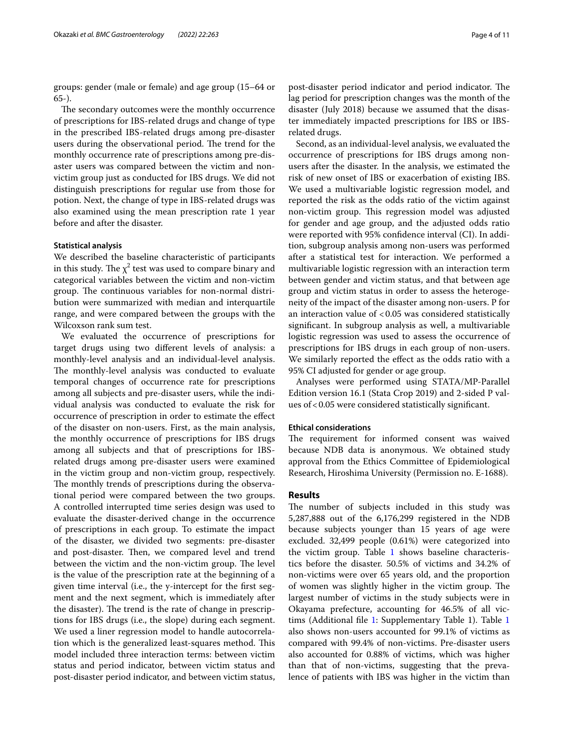groups: gender (male or female) and age group (15–64 or 65-).

The secondary outcomes were the monthly occurrence of prescriptions for IBS-related drugs and change of type in the prescribed IBS-related drugs among pre-disaster users during the observational period. The trend for the monthly occurrence rate of prescriptions among pre-disaster users was compared between the victim and non-victim group just as conducted for IBS drugs. We did not distinguish prescriptions for regular use from those for potion. Next, the change of type in IBS-related drugs was also examined using the mean prescription rate 1 year before and after the disaster.

### Statistical analysis

We described the baseline characteristic of participants in this study. The $\chi^2$ test was used to compare binary and categorical variables between the victim and non-victim group. The continuous variables for non-normal distribution were summarized with median and interquartile range, and were compared between the groups with the Wilcoxson rank sum test.

We evaluated the occurrence of prescriptions for target drugs using two different levels of analysis: a monthly-level analysis and an individual-level analysis. The monthly-level analysis was conducted to evaluate temporal changes of occurrence rate for prescriptions among all subjects and pre-disaster users, while the individual analysis was conducted to evaluate the risk for occurrence of prescription in order to estimate the effect of the disaster on non-users. First, as the main analysis, the monthly occurrence of prescriptions for IBS drugs among all subjects and that of prescriptions for IBS-related drugs among pre-disaster users were examined in the victim group and non-victim group, respectively. The monthly trends of prescriptions during the observational period were compared between the two groups. A controlled interrupted time series design was used to evaluate the disaster-derived change in the occurrence of prescriptions in each group. To estimate the impact of the disaster, we divided two segments: pre-disaster and post-disaster. Then, we compared level and trend between the victim and the non-victim group. The level is the value of the prescription rate at the beginning of a given time interval (i.e., the y-intercept for the first segment and the next segment, which is immediately after the disaster). The trend is the rate of change in prescriptions for IBS drugs (i.e., the slope) during each segment. We used a liner regression model to handle autocorrelation which is the generalized least-squares method. This model included three interaction terms: between victim status and period indicator, between victim status and post-disaster period indicator, and between victim status, post-disaster period indicator and period indicator. The lag period for prescription changes was the month of the disaster (July 2018) because we assumed that the disaster immediately impacted prescriptions for IBS or IBS-related drugs.

Second, as an individual-level analysis, we evaluated the occurrence of prescriptions for IBS drugs among non-users after the disaster. In the analysis, we estimated the risk of new onset of IBS or exacerbation of existing IBS. We used a multivariable logistic regression model, and reported the risk as the odds ratio of the victim against non-victim group. This regression model was adjusted for gender and age group, and the adjusted odds ratio were reported with 95% confidence interval (CI). In addition, subgroup analysis among non-users was performed after a statistical test for interaction. We performed a multivariable logistic regression with an interaction term between gender and victim status, and that between age group and victim status in order to assess the heterogeneity of the impact of the disaster among non-users. P for an interaction value of <0.05 was considered statistically significant. In subgroup analysis as well, a multivariable logistic regression was used to assess the occurrence of prescriptions for IBS drugs in each group of non-users. We similarly reported the effect as the odds ratio with a 95% CI adjusted for gender or age group.

Analyses were performed using STATA/MP-Parallel Edition version 16.1 (Stata Crop 2019) and 2-sided P values of <0.05 were considered statistically significant.

### Ethical considerations

The requirement for informed consent was waived because NDB data is anonymous. We obtained study approval from the Ethics Committee of Epidemiological Research, Hiroshima University (Permission no. E-1688).

## Results

The number of subjects included in this study was 5,287,888 out of the 6,176,299 registered in the NDB because subjects younger than 15 years of age were excluded. 32,499 people (0.61%) were categorized into the victim group. Table 1 shows baseline characteristics before the disaster. 50.5% of victims and 34.2% of non-victims were over 65 years old, and the proportion of women was slightly higher in the victim group. The largest number of victims in the study subjects were in Okayama prefecture, accounting for 46.5% of all victims (Additional file 1: Supplementary Table 1). Table 1 also shows non-users accounted for 99.1% of victims as compared with 99.4% of non-victims. Pre-disaster users also accounted for 0.88% of victims, which was higher than that of non-victims, suggesting that the prevalence of patients with IBS was higher in the victim than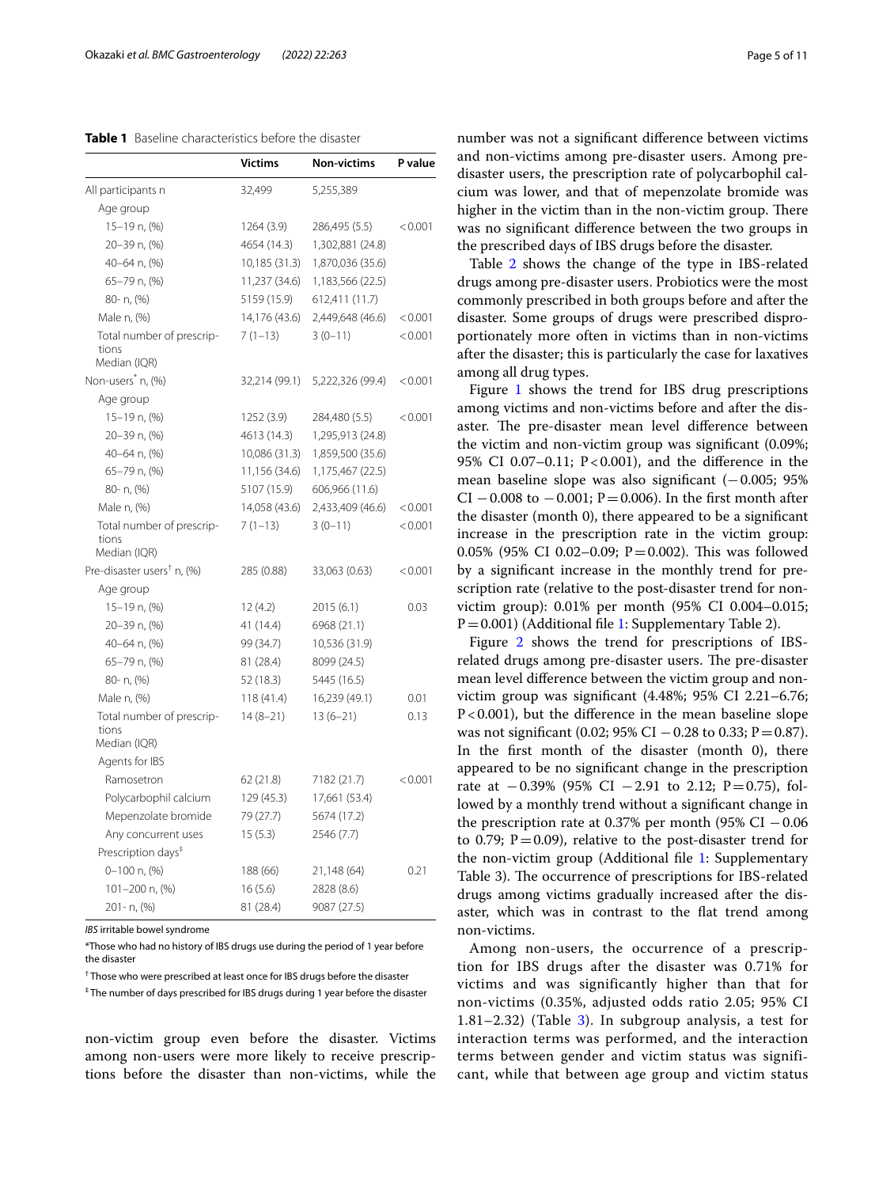**Table 1** Baseline characteristics before the disaster

| | Victims | Non-victims | P value |
|---|---|---|---|
| All participants n | 32,499 | 5,255,389 | |
| Age group | | | |
| 15–19 n, (%) | 1264 (3.9) | 286,495 (5.5) | < 0.001 |
| 20–39 n, (%) | 4654 (14.3) | 1,302,881 (24.8) | |
| 40–64 n, (%) | 10,185 (31.3) | 1,870,036 (35.6) | |
| 65–79 n, (%) | 11,237 (34.6) | 1,183,566 (22.5) | |
| 80- n, (%) | 5159 (15.9) | 612,411 (11.7) | |
| Male n, (%) | 14,176 (43.6) | 2,449,648 (46.6) | < 0.001 |
| Total number of prescriptions Median (IQR) | 7 (1–13) | 3 (0–11) | < 0.001 |
| Non-users* n, (%) | 32,214 (99.1) | 5,222,326 (99.4) | < 0.001 |
| Age group | | | |
| 15–19 n, (%) | 1252 (3.9) | 284,480 (5.5) | < 0.001 |
| 20–39 n, (%) | 4613 (14.3) | 1,295,913 (24.8) | |
| 40–64 n, (%) | 10,086 (31.3) | 1,859,500 (35.6) | |
| 65–79 n, (%) | 11,156 (34.6) | 1,175,467 (22.5) | |
| 80- n, (%) | 5107 (15.9) | 606,966 (11.6) | |
| Male n, (%) | 14,058 (43.6) | 2,433,409 (46.6) | < 0.001 |
| Total number of prescriptions Median (IQR) | 7 (1–13) | 3 (0–11) | < 0.001 |
| Pre-disaster users† n, (%) | 285 (0.88) | 33,063 (0.63) | < 0.001 |
| Age group | | | |
| 15–19 n, (%) | 12 (4.2) | 2015 (6.1) | 0.03 |
| 20–39 n, (%) | 41 (14.4) | 6968 (21.1) | |
| 40–64 n, (%) | 99 (34.7) | 10,536 (31.9) | |
| 65–79 n, (%) | 81 (28.4) | 8099 (24.5) | |
| 80- n, (%) | 52 (18.3) | 5445 (16.5) | |
| Male n, (%) | 118 (41.4) | 16,239 (49.1) | 0.01 |
| Total number of prescriptions Median (IQR) | 14 (8–21) | 13 (6–21) | 0.13 |
| Agents for IBS | | | |
| Ramosetron | 62 (21.8) | 7182 (21.7) | < 0.001 |
| Polycarbophil calcium | 129 (45.3) | 17,661 (53.4) | |
| Mepenzolate bromide | 79 (27.7) | 5674 (17.2) | |
| Any concurrent uses | 15 (5.3) | 2546 (7.7) | |
| Prescription days‡ | | | |
| 0–100 n, (%) | 188 (66) | 21,148 (64) | 0.21 |
| 101–200 n, (%) | 16 (5.6) | 2828 (8.6) | |
| 201- n, (%) | 81 (28.4) | 9087 (27.5) | |

*IBS* irritable bowel syndrome

*Those who had no history of IBS drugs use during the period of 1 year before the disaster

† Those who were prescribed at least once for IBS drugs before the disaster

‡ The number of days prescribed for IBS drugs during 1 year before the disaster

non-victim group even before the disaster. Victims among non-users were more likely to receive prescriptions before the disaster than non-victims, while the number was not a significant difference between victims and non-victims among pre-disaster users. Among pre-disaster users, the prescription rate of polycarbophil calcium was lower, and that of mepenzolate bromide was higher in the victim than in the non-victim group. There was no significant difference between the two groups in the prescribed days of IBS drugs before the disaster.

Table 2 shows the change of the type in IBS-related drugs among pre-disaster users. Probiotics were the most commonly prescribed in both groups before and after the disaster. Some groups of drugs were prescribed disproportionately more often in victims than in non-victims after the disaster; this is particularly the case for laxatives among all drug types.

Figure 1 shows the trend for IBS drug prescriptions among victims and non-victims before and after the disaster. The pre-disaster mean level difference between the victim and non-victim group was significant (0.09%; 95% CI 0.07–0.11; $P<0.001$), and the difference in the mean baseline slope was also significant (−0.005; 95% CI −0.008 to −0.001; $P=0.006$). In the first month after the disaster (month 0), there appeared to be a significant increase in the prescription rate in the victim group: 0.05% (95% CI 0.02–0.09; $P=0.002$). This was followed by a significant increase in the monthly trend for prescription rate (relative to the post-disaster trend for non-victim group): 0.01% per month (95% CI 0.004–0.015; $P=0.001$) (Additional file 1: Supplementary Table 2).

Figure 2 shows the trend for prescriptions of IBS-related drugs among pre-disaster users. The pre-disaster mean level difference between the victim group and non-victim group was significant (4.48%; 95% CI 2.21–6.76; $P<0.001$), but the difference in the mean baseline slope was not significant (0.02; 95% CI −0.28 to 0.33; $P=0.87$). In the first month of the disaster (month 0), there appeared to be no significant change in the prescription rate at −0.39% (95% CI −2.91 to 2.12; $P=0.75$), followed by a monthly trend without a significant change in the prescription rate at 0.37% per month (95% CI −0.06 to 0.79; $P=0.09$), relative to the post-disaster trend for the non-victim group (Additional file 1: Supplementary Table 3). The occurrence of prescriptions for IBS-related drugs among victims gradually increased after the disaster, which was in contrast to the flat trend among non-victims.

Among non-users, the occurrence of a prescription for IBS drugs after the disaster was 0.71% for victims and was significantly higher than that for non-victims (0.35%, adjusted odds ratio 2.05; 95% CI 1.81–2.32) (Table 3). In subgroup analysis, a test for interaction terms was performed, and the interaction terms between gender and victim status was significant, while that between age group and victim status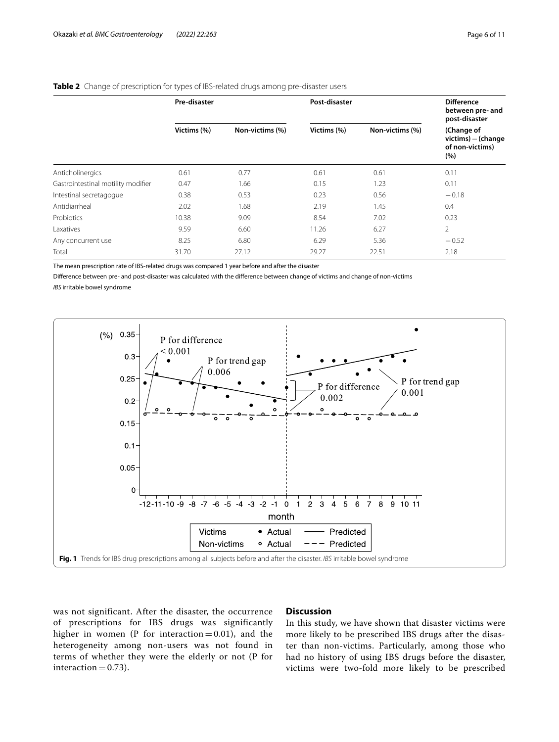**Table 2** Change of prescription for types of IBS-related drugs among pre-disaster users

| | Pre-disaster | | Post-disaster | | Difference between pre- and post-disaster |
|---|---|---|---|---|---|
| | Victims (%) | Non-victims (%) | Victims (%) | Non-victims (%) | (Change of victims) − (change of non-victims) (%) |
| Anticholinergics | 0.61 | 0.77 | 0.61 | 0.61 | 0.11 |
| Gastrointestinal motility modifier | 0.47 | 1.66 | 0.15 | 1.23 | 0.11 |
| Intestinal secretagogue | 0.38 | 0.53 | 0.23 | 0.56 | −0.18 |
| Antidiarrheal | 2.02 | 1.68 | 2.19 | 1.45 | 0.4 |
| Probiotics | 10.38 | 9.09 | 8.54 | 7.02 | 0.23 |
| Laxatives | 9.59 | 6.60 | 11.26 | 6.27 | 2 |
| Any concurrent use | 8.25 | 6.80 | 6.29 | 5.36 | −0.52 |
| Total | 31.70 | 27.12 | 29.27 | 22.51 | 2.18 |

The mean prescription rate of IBS-related drugs was compared 1 year before and after the disaster

Difference between pre- and post-disaster was calculated with the difference between change of victims and change of non-victims

*IBS* irritable bowel syndrome

**Fig. 1** Trends for IBS drug prescriptions among all subjects before and after the disaster. *IBS* irritable bowel syndrome

was not significant. After the disaster, the occurrence of prescriptions for IBS drugs was significantly higher in women (P for interaction = 0.01), and the heterogeneity among non-users was not found in terms of whether they were the elderly or not (P for interaction = 0.73).

## Discussion

In this study, we have shown that disaster victims were more likely to be prescribed IBS drugs after the disaster than non-victims. Particularly, among those who had no history of using IBS drugs before the disaster, victims were two-fold more likely to be prescribed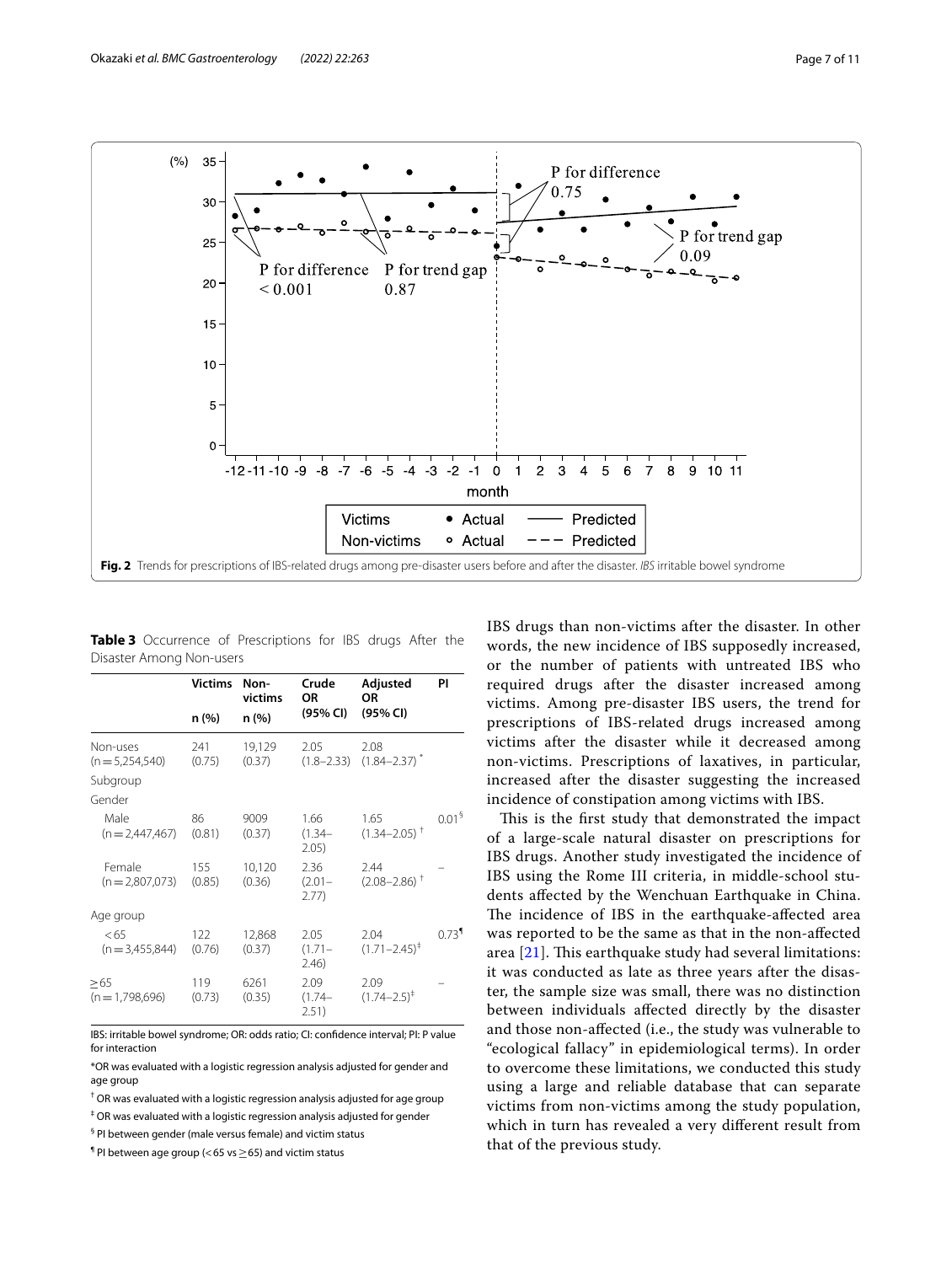**Fig. 2** Trends for prescriptions of IBS-related drugs among pre-disaster users before and after the disaster. *IBS* irritable bowel syndrome

**Table 3** Occurrence of Prescriptions for IBS drugs After the Disaster Among Non-users

| | Victims | Non-victims | Crude OR | Adjusted OR | PI |
|---|---|---|---|---|---|
| | n (%) | n (%) | (95% CI) | (95% CI) | |
| Non-uses (n = 5,254,540) | 241 (0.75) | 19,129 (0.37) | 2.05 (1.8–2.33) | 2.08 (1.84–2.37) * | |
| Subgroup | | | | | |
| Gender | | | | | |
| Male (n = 2,447,467) | 86 (0.81) | 9009 (0.37) | 1.66 (1.34–2.05) | 1.65 (1.34–2.05) † | 0.01 § |
| Female (n = 2,807,073) | 155 (0.85) | 10,120 (0.36) | 2.36 (2.01–2.77) | 2.44 (2.08–2.86) † | – |
| Age group | | | | | |
| < 65 (n = 3,455,844) | 122 (0.76) | 12,868 (0.37) | 2.05 (1.71–2.46) | 2.04 (1.71–2.45) ‡ | 0.73 ¶ |
| ≥ 65 (n = 1,798,696) | 119 (0.73) | 6261 (0.35) | 2.09 (1.74–2.51) | 2.09 (1.74–2.5) ‡ | – |

IBS: irritable bowel syndrome; OR: odds ratio; CI: confidence interval; PI: P value for interaction

*OR was evaluated with a logistic regression analysis adjusted for gender and age group

† OR was evaluated with a logistic regression analysis adjusted for age group

‡ OR was evaluated with a logistic regression analysis adjusted for gender

§ PI between gender (male versus female) and victim status

¶ PI between age group (< 65 vs ≥ 65) and victim status

IBS drugs than non-victims after the disaster. In other words, the new incidence of IBS supposedly increased, or the number of patients with untreated IBS who required drugs after the disaster increased among victims. Among pre-disaster IBS users, the trend for prescriptions of IBS-related drugs increased among victims after the disaster while it decreased among non-victims. Prescriptions of laxatives, in particular, increased after the disaster suggesting the increased incidence of constipation among victims with IBS.

This is the first study that demonstrated the impact of a large-scale natural disaster on prescriptions for IBS drugs. Another study investigated the incidence of IBS using the Rome III criteria, in middle-school students affected by the Wenchuan Earthquake in China. The incidence of IBS in the earthquake-affected area was reported to be the same as that in the non-affected area [21]. This earthquake study had several limitations: it was conducted as late as three years after the disaster, the sample size was small, there was no distinction between individuals affected directly by the disaster and those non-affected (i.e., the study was vulnerable to "ecological fallacy" in epidemiological terms). In order to overcome these limitations, we conducted this study using a large and reliable database that can separate victims from non-victims among the study population, which in turn has revealed a very different result from that of the previous study.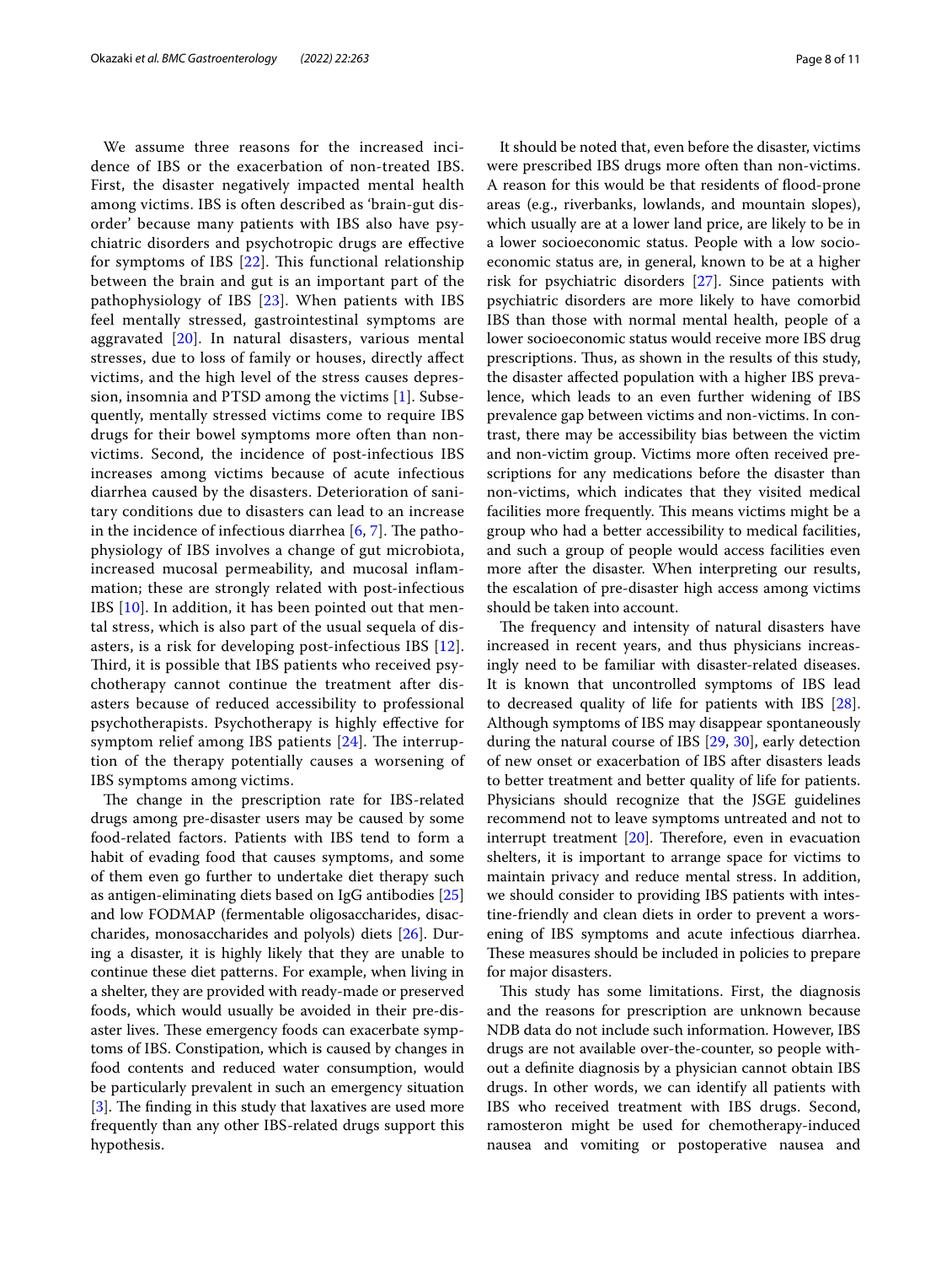We assume three reasons for the increased incidence of IBS or the exacerbation of non-treated IBS. First, the disaster negatively impacted mental health among victims. IBS is often described as 'brain-gut disorder' because many patients with IBS also have psychiatric disorders and psychotropic drugs are effective for symptoms of IBS [22]. This functional relationship between the brain and gut is an important part of the pathophysiology of IBS [23]. When patients with IBS feel mentally stressed, gastrointestinal symptoms are aggravated [20]. In natural disasters, various mental stresses, due to loss of family or houses, directly affect victims, and the high level of the stress causes depression, insomnia and PTSD among the victims [1]. Subsequently, mentally stressed victims come to require IBS drugs for their bowel symptoms more often than non-victims. Second, the incidence of post-infectious IBS increases among victims because of acute infectious diarrhea caused by the disasters. Deterioration of sanitary conditions due to disasters can lead to an increase in the incidence of infectious diarrhea [6, 7]. The pathophysiology of IBS involves a change of gut microbiota, increased mucosal permeability, and mucosal inflammation; these are strongly related with post-infectious IBS [10]. In addition, it has been pointed out that mental stress, which is also part of the usual sequela of disasters, is a risk for developing post-infectious IBS [12]. Third, it is possible that IBS patients who received psychotherapy cannot continue the treatment after disasters because of reduced accessibility to professional psychotherapists. Psychotherapy is highly effective for symptom relief among IBS patients [24]. The interruption of the therapy potentially causes a worsening of IBS symptoms among victims.

The change in the prescription rate for IBS-related drugs among pre-disaster users may be caused by some food-related factors. Patients with IBS tend to form a habit of evading food that causes symptoms, and some of them even go further to undertake diet therapy such as antigen-eliminating diets based on IgG antibodies [25] and low FODMAP (fermentable oligosaccharides, disaccharides, monosaccharides and polyols) diets [26]. During a disaster, it is highly likely that they are unable to continue these diet patterns. For example, when living in a shelter, they are provided with ready-made or preserved foods, which would usually be avoided in their pre-disaster lives. These emergency foods can exacerbate symptoms of IBS. Constipation, which is caused by changes in food contents and reduced water consumption, would be particularly prevalent in such an emergency situation [3]. The finding in this study that laxatives are used more frequently than any other IBS-related drugs support this hypothesis.

It should be noted that, even before the disaster, victims were prescribed IBS drugs more often than non-victims. A reason for this would be that residents of flood-prone areas (e.g., riverbanks, lowlands, and mountain slopes), which usually are at a lower land price, are likely to be in a lower socioeconomic status. People with a low socioeconomic status are, in general, known to be at a higher risk for psychiatric disorders [27]. Since patients with psychiatric disorders are more likely to have comorbid IBS than those with normal mental health, people of a lower socioeconomic status would receive more IBS drug prescriptions. Thus, as shown in the results of this study, the disaster affected population with a higher IBS prevalence, which leads to an even further widening of IBS prevalence gap between victims and non-victims. In contrast, there may be accessibility bias between the victim and non-victim group. Victims more often received prescriptions for any medications before the disaster than non-victims, which indicates that they visited medical facilities more frequently. This means victims might be a group who had a better accessibility to medical facilities, and such a group of people would access facilities even more after the disaster. When interpreting our results, the escalation of pre-disaster high access among victims should be taken into account.

The frequency and intensity of natural disasters have increased in recent years, and thus physicians increasingly need to be familiar with disaster-related diseases. It is known that uncontrolled symptoms of IBS lead to decreased quality of life for patients with IBS [28]. Although symptoms of IBS may disappear spontaneously during the natural course of IBS [29, 30], early detection of new onset or exacerbation of IBS after disasters leads to better treatment and better quality of life for patients. Physicians should recognize that the JSGE guidelines recommend not to leave symptoms untreated and not to interrupt treatment [20]. Therefore, even in evacuation shelters, it is important to arrange space for victims to maintain privacy and reduce mental stress. In addition, we should consider to providing IBS patients with intestine-friendly and clean diets in order to prevent a worsening of IBS symptoms and acute infectious diarrhea. These measures should be included in policies to prepare for major disasters.

This study has some limitations. First, the diagnosis and the reasons for prescription are unknown because NDB data do not include such information. However, IBS drugs are not available over-the-counter, so people without a definite diagnosis by a physician cannot obtain IBS drugs. In other words, we can identify all patients with IBS who received treatment with IBS drugs. Second, ramosteron might be used for chemotherapy-induced nausea and vomiting or postoperative nausea and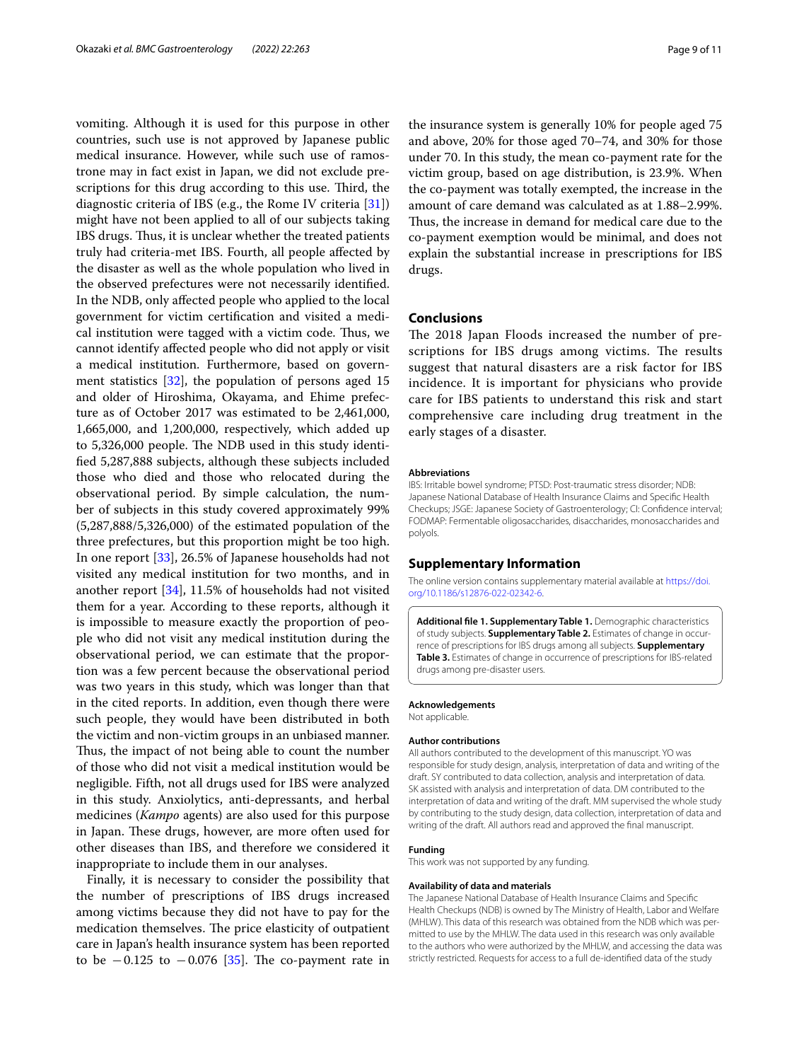vomiting. Although it is used for this purpose in other countries, such use is not approved by Japanese public medical insurance. However, while such use of ramosetrone may in fact exist in Japan, we did not exclude prescriptions for this drug according to this use. Third, the diagnostic criteria of IBS (e.g., the Rome IV criteria [31]) might have not been applied to all of our subjects taking IBS drugs. Thus, it is unclear whether the treated patients truly had criteria-met IBS. Fourth, all people affected by the disaster as well as the whole population who lived in the observed prefectures were not necessarily identified. In the NDB, only affected people who applied to the local government for victim certification and visited a medical institution were tagged with a victim code. Thus, we cannot identify affected people who did not apply or visit a medical institution. Furthermore, based on government statistics [32], the population of persons aged 15 and older of Hiroshima, Okayama, and Ehime prefecture as of October 2017 was estimated to be 2,461,000, 1,665,000, and 1,200,000, respectively, which added up to 5,326,000 people. The NDB used in this study identified 5,287,888 subjects, although these subjects included those who died and those who relocated during the observational period. By simple calculation, the number of subjects in this study covered approximately 99% (5,287,888/5,326,000) of the estimated population of the three prefectures, but this proportion might be too high. In one report [33], 26.5% of Japanese households had not visited any medical institution for two months, and in another report [34], 11.5% of households had not visited them for a year. According to these reports, although it is impossible to measure exactly the proportion of people who did not visit any medical institution during the observational period, we can estimate that the proportion was a few percent because the observational period was two years in this study, which was longer than that in the cited reports. In addition, even though there were such people, they would have been distributed in both the victim and non-victim groups in an unbiased manner. Thus, the impact of not being able to count the number of those who did not visit a medical institution would be negligible. Fifth, not all drugs used for IBS were analyzed in this study. Anxiolytics, anti-depressants, and herbal medicines (*Kampo* agents) are also used for this purpose in Japan. These drugs, however, are more often used for other diseases than IBS, and therefore we considered it inappropriate to include them in our analyses.

Finally, it is necessary to consider the possibility that the number of prescriptions of IBS drugs increased among victims because they did not have to pay for the medication themselves. The price elasticity of outpatient care in Japan's health insurance system has been reported to be $-0.125$ to $-0.076$ [35]. The co-payment rate in the insurance system is generally 10% for people aged 75 and above, 20% for those aged 70–74, and 30% for those under 70. In this study, the mean co-payment rate for the victim group, based on age distribution, is 23.9%. When the co-payment was totally exempted, the increase in the amount of care demand was calculated as at 1.88–2.99%. Thus, the increase in demand for medical care due to the co-payment exemption would be minimal, and does not explain the substantial increase in prescriptions for IBS drugs.

## Conclusions

The 2018 Japan Floods increased the number of prescriptions for IBS drugs among victims. The results suggest that natural disasters are a risk factor for IBS incidence. It is important for physicians who provide care for IBS patients to understand this risk and start comprehensive care including drug treatment in the early stages of a disaster.

### Abbreviations

IBS: Irritable bowel syndrome; PTSD: Post-traumatic stress disorder; NDB: Japanese National Database of Health Insurance Claims and Specific Health Checkups; JSGE: Japanese Society of Gastroenterology; CI: Confidence interval; FODMAP: Fermentable oligosaccharides, disaccharides, monosaccharides and polyols.

## Supplementary Information

The online version contains supplementary material available at https://doi.org/10.1186/s12876-022-02342-6.

**Additional file 1. Supplementary Table 1.** Demographic characteristics of study subjects. **Supplementary Table 2.** Estimates of change in occurrence of prescriptions for IBS drugs among all subjects. **Supplementary Table 3.** Estimates of change in occurrence of prescriptions for IBS-related drugs among pre-disaster users.

### Acknowledgements

Not applicable.

### Author contributions

All authors contributed to the development of this manuscript. YO was responsible for study design, analysis, interpretation of data and writing of the draft. SY contributed to data collection, analysis and interpretation of data. SK assisted with analysis and interpretation of data. DM contributed to the interpretation of data and writing of the draft. MM supervised the whole study by contributing to the study design, data collection, interpretation of data and writing of the draft. All authors read and approved the final manuscript.

### Funding

This work was not supported by any funding.

### Availability of data and materials

The Japanese National Database of Health Insurance Claims and Specific Health Checkups (NDB) is owned by The Ministry of Health, Labor and Welfare (MHLW). This data of this research was obtained from the NDB which was permitted to use by the MHLW. The data used in this research was only available to the authors who were authorized by the MHLW, and accessing the data was strictly restricted. Requests for access to a full de-identified data of the study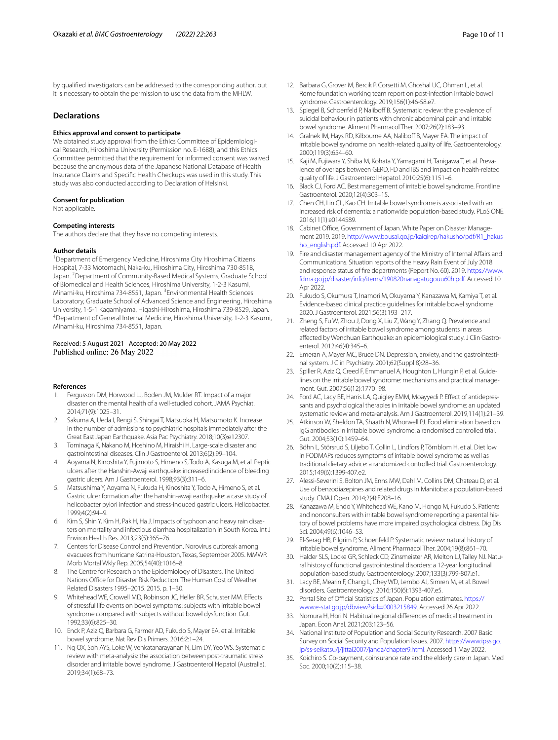by qualified investigators can be addressed to the corresponding author, but it is necessary to obtain the permission to use the data from the MHLW.

## Declarations

### Ethics approval and consent to participate

We obtained study approval from the Ethics Committee of Epidemiological Research, Hiroshima University (Permission no. E-1688), and this Ethics Committee permitted that the requirement for informed consent was waived because the anonymous data of the Japanese National Database of Health Insurance Claims and Specific Health Checkups was used in this study. This study was also conducted according to Declaration of Helsinki.

### Consent for publication

Not applicable.

### Competing interests

The authors declare that they have no competing interests.

### Author details

[1]Department of Emergency Medicine, Hiroshima City Hiroshima Citizens Hospital, 7-33 Motomachi, Naka-ku, Hiroshima City, Hiroshima 730-8518, Japan. [2]Department of Community-Based Medical Systems, Graduate School of Biomedical and Health Sciences, Hiroshima University, 1-2-3 Kasumi, Minami-ku, Hiroshima 734-8551, Japan. [3]Environmental Health Sciences Laboratory, Graduate School of Advanced Science and Engineering, Hiroshima University, 1-5-1 Kagamiyama, Higashi-Hiroshima, Hiroshima 739-8529, Japan. [4]Department of General Internal Medicine, Hiroshima University, 1-2-3 Kasumi, Minami-ku, Hiroshima 734-8551, Japan.

Received: 5 August 2021 Accepted: 20 May 2022
Published online: 26 May 2022

### References

1. Fergusson DM, Horwood LJ, Boden JM, Mulder RT. Impact of a major disaster on the mental health of a well-studied cohort. JAMA Psychiat. 2014;71(9):1025–31.
2. Sakuma A, Ueda I, Rengi S, Shingai T, Matsuoka H, Matsumoto K. Increase in the number of admissions to psychiatric hospitals immediately after the Great East Japan Earthquake. Asia Pac Psychiatry. 2018;10(3):e12307.
3. Tominaga K, Nakano M, Hoshino M, Hiraishi H. Large-scale disaster and gastrointestinal diseases. Clin J Gastroenterol. 2013;6(2):99–104.
4. Aoyama N, Kinoshita Y, Fujimoto S, Himeno S, Todo A, Kasuga M, et al. Peptic ulcers after the Hanshin-Awaji earthquake: increased incidence of bleeding gastric ulcers. Am J Gastroenterol. 1998;93(3):311–6.
5. Matsushima Y, Aoyama N, Fukuda H, Kinoshita Y, Todo A, Himeno S, et al. Gastric ulcer formation after the hanshin-awaji earthquake: a case study of helicobacter pylori infection and stress-induced gastric ulcers. Helicobacter. 1999;4(2):94–9.
6. Kim S, Shin Y, Kim H, Pak H, Ha J. Impacts of typhoon and heavy rain disasters on mortality and infectious diarrhea hospitalization in South Korea. Int J Environ Health Res. 2013;23(5):365–76.
7. Centers for Disease Control and Prevention. Norovirus outbreak among evacuees from hurricane Katrina-Houston, Texas, September 2005. MMWR Morb Mortal Wkly Rep. 2005;54(40):1016–8.
8. The Centre for Research on the Epidemiology of Disasters, The United Nations Office for Disaster Risk Reduction. The Human Cost of Weather Related Disasters 1995–2015. 2015. p. 1–30.
9. Whitehead WE, Crowell MD, Robinson JC, Heller BR, Schuster MM. Effects of stressful life events on bowel symptoms: subjects with irritable bowel syndrome compared with subjects without bowel dysfunction. Gut. 1992;33(6):825–30.
10. Enck P, Aziz Q, Barbara G, Farmer AD, Fukudo S, Mayer EA, et al. Irritable bowel syndrome. Nat Rev Dis Primers. 2016;2:1–24.
11. Ng QX, Soh AYS, Loke W, Venkatanarayanan N, Lim DY, Yeo WS. Systematic review with meta-analysis: the association between post-traumatic stress disorder and irritable bowel syndrome. J Gastroenterol Hepatol (Australia). 2019;34(1):68–73.
12. Barbara G, Grover M, Bercik P, Corsetti M, Ghoshal UC, Ohman L, et al. Rome foundation working team report on post-infection irritable bowel syndrome. Gastroenterology. 2019;156(1):46-58.e7.
13. Spiegel B, Schoenfeld P, Naliboff B. Systematic review: the prevalence of suicidal behaviour in patients with chronic abdominal pain and irritable bowel syndrome. Aliment Pharmacol Ther. 2007;26(2):183–93.
14. Gralnek IM, Hays RD, Kilbourne AA, Naliboff B, Mayer EA. The impact of irritable bowel syndrome on health-related quality of life. Gastroenterology. 2000;119(3):654–60.
15. Kaji M, Fujiwara Y, Shiba M, Kohata Y, Yamagami H, Tanigawa T, et al. Prevalence of overlaps between GERD, FD and IBS and impact on health-related quality of life. J Gastroenterol Hepatol. 2010;25(6):1151–6.
16. Black CJ, Ford AC. Best management of irritable bowel syndrome. Frontline Gastroenterol. 2020;12(4):303–15.
17. Chen CH, Lin CL, Kao CH. Irritable bowel syndrome is associated with an increased risk of dementia: a nationwide population-based study. PLoS ONE. 2016;11(1):e0144589.
18. Cabinet Office, Government of Japan. White Paper on Disaster Management 2019. 2019. http://www.bousai.go.jp/kaigirep/hakusho/pdf/R1_hakusho_english.pdf. Accessed 10 Apr 2022.
19. Fire and disaster management agency of the Ministry of Internal Affairs and Communications. Situation reports of the Heavy Rain Event of July 2018 and response status of fire departments (Report No. 60). 2019. https://www.fdma.go.jp/disaster/info/items/190820nanagatugouu60h.pdf. Accessed 10 Apr 2022.
20. Fukudo S, Okumura T, Inamori M, Okuyama Y, Kanazawa M, Kamiya T, et al. Evidence-based clinical practice guidelines for irritable bowel syndrome 2020. J Gastroenterol. 2021;56(3):193–217.
21. Zheng S, Fu W, Zhou J, Dong X, Liu Z, Wang Y, Zhang Q. Prevalence and related factors of irritable bowel syndrome among students in areas affected by Wenchuan Earthquake: an epidemiological study. J Clin Gastroenterol. 2012;46(4):345–6.
22. Emeran A, Mayer MC, Bruce DN. Depression, anxiety, and the gastrointestinal system. J Clin Psychiatry. 2001;62(Suppl 8):28–36.
23. Spiller R, Aziz Q, Creed F, Emmanuel A, Houghton L, Hungin P, et al. Guidelines on the irritable bowel syndrome: mechanisms and practical management. Gut. 2007;56(12):1770–98.
24. Ford AC, Lacy BE, Harris LA, Quigley EMM, Moayyedi P. Effect of antidepressants and psychological therapies in irritable bowel syndrome: an updated systematic review and meta-analysis. Am J Gastroenterol. 2019;114(1):21–39.
25. Atkinson W, Sheldon TA, Shaath N, Whorwell PJ. Food elimination based on IgG antibodies in irritable bowel syndrome: a randomised controlled trial. Gut. 2004;53(10):1459–64.
26. Böhn L, Störsrud S, Liljebo T, Collin L, Lindfors P, Törnblom H, et al. Diet low in FODMAPs reduces symptoms of irritable bowel syndrome as well as traditional dietary advice: a randomized controlled trial. Gastroenterology. 2015;149(6):1399-407.e2.
27. Alessi-Severini S, Bolton JM, Enns MW, Dahl M, Collins DM, Chateau D, et al. Use of benzodiazepines and related drugs in Manitoba: a population-based study. CMAJ Open. 2014;2(4):E208–16.
28. Kanazawa M, Endo Y, Whitehead WE, Kano M, Hongo M, Fukudo S. Patients and nonconsulters with irritable bowel syndrome reporting a parental history of bowel problems have more impaired psychological distress. Dig Dis Sci. 2004;49(6):1046–53.
29. El-Serag HB, Pilgrim P, Schoenfeld P. Systematic review: natural history of irritable bowel syndrome. Aliment Pharmacol Ther. 2004;19(8):861–70.
30. Halder SLS, Locke GR, Schleck CD, Zinsmeister AR, Melton LJ, Talley NJ. Natural history of functional gastrointestinal disorders: a 12-year longitudinal population-based study. Gastroenterology. 2007;133(3):799-807.e1.
31. Lacy BE, Mearin F, Chang L, Chey WD, Lembo AJ, Simren M, et al. Bowel disorders. Gastroenterology. 2016;150(6):1393-407.e5.
32. Portal Site of Official Statistics of Japan. Population estimates. https://www.e-stat.go.jp/dbview?sid=0003215849. Accessed 26 Apr 2022.
33. Nomura H, Hori N. Habitual regional differences of medical treatment in Japan. Econ Anal. 2021;203:123–56.
34. National Institute of Population and Social Security Research. 2007 Basic Survey on Social Security and Population Issues. 2007. https://www.ipss.go.jp/ss-seikatsu/j/jittai2007/janda/chapter9.html. Accessed 1 May 2022.
35. Koichiro S. Co-payment, coinsurance rate and the elderly care in Japan. Med Soc. 2000;10(2):115–38.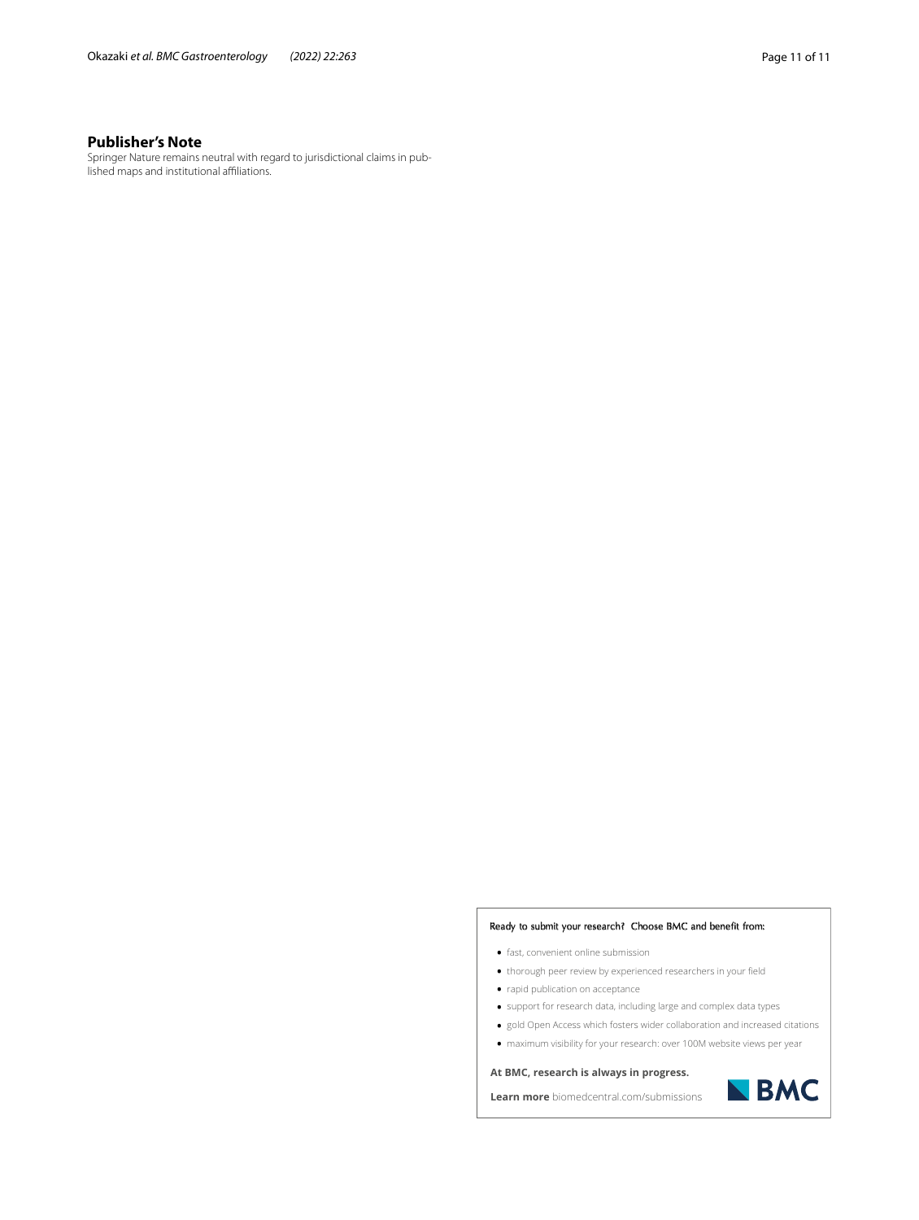## Publisher's Note

Springer Nature remains neutral with regard to jurisdictional claims in published maps and institutional affiliations.

Ready to submit your research? Choose BMC and benefit from:

- fast, convenient online submission
- thorough peer review by experienced researchers in your field
- rapid publication on acceptance
- support for research data, including large and complex data types
- gold Open Access which fosters wider collaboration and increased citations
- maximum visibility for your research: over 100M website views per year

**At BMC, research is always in progress.**

**Learn more** biomedcentral.com/submissions

BMC